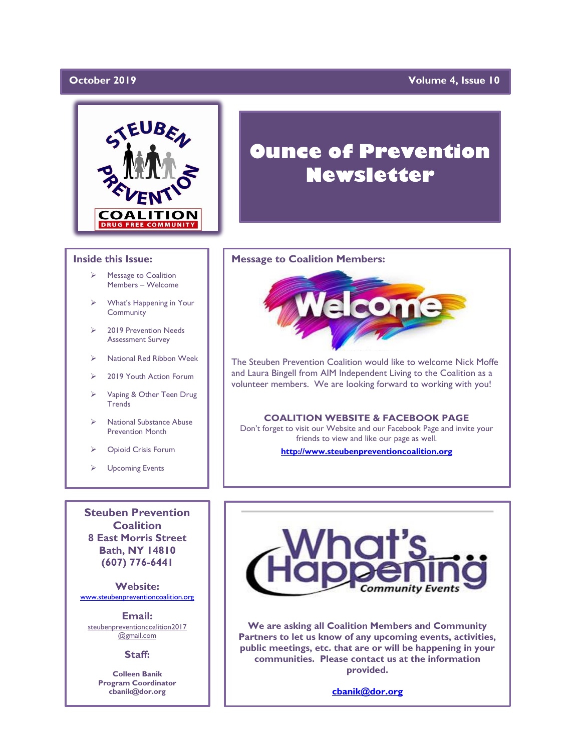October 2019 Volume 4, Issue 10

STEUBEN PREVENTION COALITION
DRUG FREE COMMUNITY

# Ounce of Prevention Newsletter

## Inside this Issue:

- Message to Coalition Members – Welcome
- What's Happening in Your Community
- 2019 Prevention Needs Assessment Survey
- National Red Ribbon Week
- 2019 Youth Action Forum
- Vaping & Other Teen Drug Trends
- National Substance Abuse Prevention Month
- Opioid Crisis Forum
- Upcoming Events

## Message to Coalition Members:

Welcome

The Steuben Prevention Coalition would like to welcome Nick Moffe and Laura Bingell from AIM Independent Living to the Coalition as a volunteer members. We are looking forward to working with you!

**COALITION WEBSITE & FACEBOOK PAGE**

Don't forget to visit our Website and our Facebook Page and invite your friends to view and like our page as well.

**http://www.steubenpreventioncoalition.org**

**Steuben Prevention Coalition**
**8 East Morris Street**
**Bath, NY 14810**
**(607) 776-6441**

**Website:**
www.steubenpreventioncoalition.org

**Email:**
steubenpreventioncoalition2017@gmail.com

**Staff:**

**Colleen Banik**
**Program Coordinator**
**cbanik@dor.org**

What's Happening Community Events

**We are asking all Coalition Members and Community Partners to let us know of any upcoming events, activities, public meetings, etc. that are or will be happening in your communities. Please contact us at the information provided.**

**cbanik@dor.org**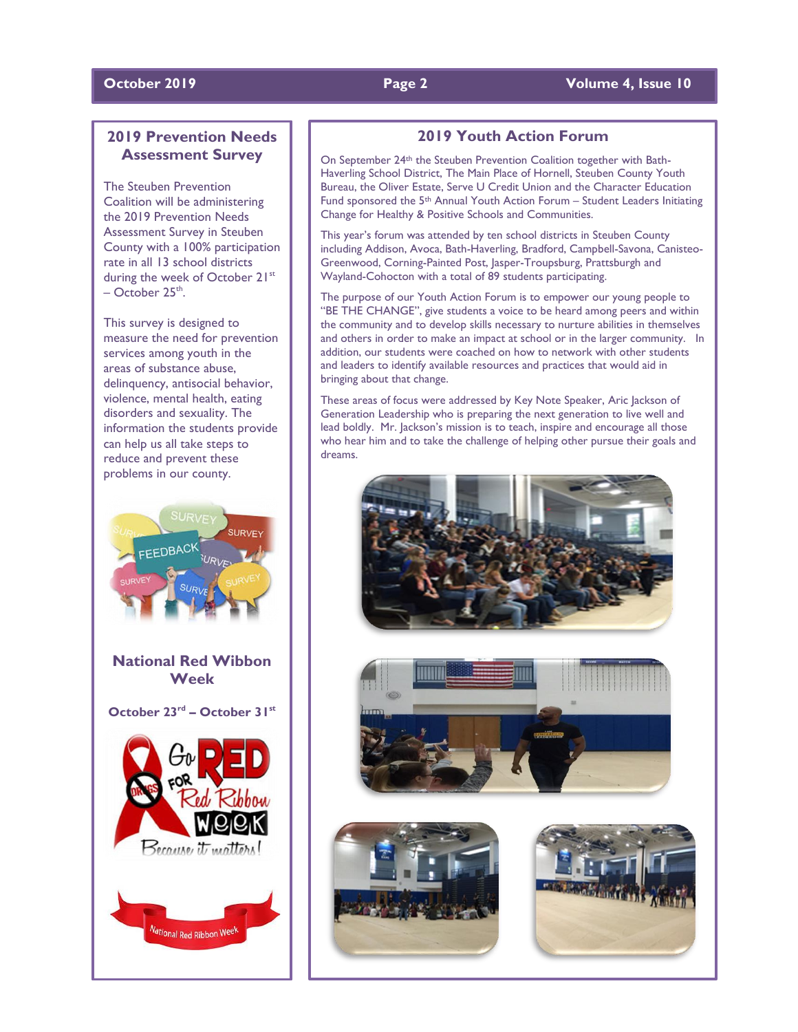## 2019 Prevention Needs Assessment Survey

The Steuben Prevention Coalition will be administering the 2019 Prevention Needs Assessment Survey in Steuben County with a 100% participation rate in all 13 school districts during the week of October 21st – October 25th.

This survey is designed to measure the need for prevention services among youth in the areas of substance abuse, delinquency, antisocial behavior, violence, mental health, eating disorders and sexuality. The information the students provide can help us all take steps to reduce and prevent these problems in our county.

## National Red Wibbon Week

**October 23rd – October 31st**

## 2019 Youth Action Forum

On September 24th the Steuben Prevention Coalition together with Bath-Haverling School District, The Main Place of Hornell, Steuben County Youth Bureau, the Oliver Estate, Serve U Credit Union and the Character Education Fund sponsored the 5th Annual Youth Action Forum – Student Leaders Initiating Change for Healthy & Positive Schools and Communities.

This year's forum was attended by ten school districts in Steuben County including Addison, Avoca, Bath-Haverling, Bradford, Campbell-Savona, Canisteo-Greenwood, Corning-Painted Post, Jasper-Troupsburg, Prattsburgh and Wayland-Cohocton with a total of 89 students participating.

The purpose of our Youth Action Forum is to empower our young people to "BE THE CHANGE", give students a voice to be heard among peers and within the community and to develop skills necessary to nurture abilities in themselves and others in order to make an impact at school or in the larger community. In addition, our students were coached on how to network with other students and leaders to identify available resources and practices that would aid in bringing about that change.

These areas of focus were addressed by Key Note Speaker, Aric Jackson of Generation Leadership who is preparing the next generation to live well and lead boldly. Mr. Jackson's mission is to teach, inspire and encourage all those who hear him and to take the challenge of helping other pursue their goals and dreams.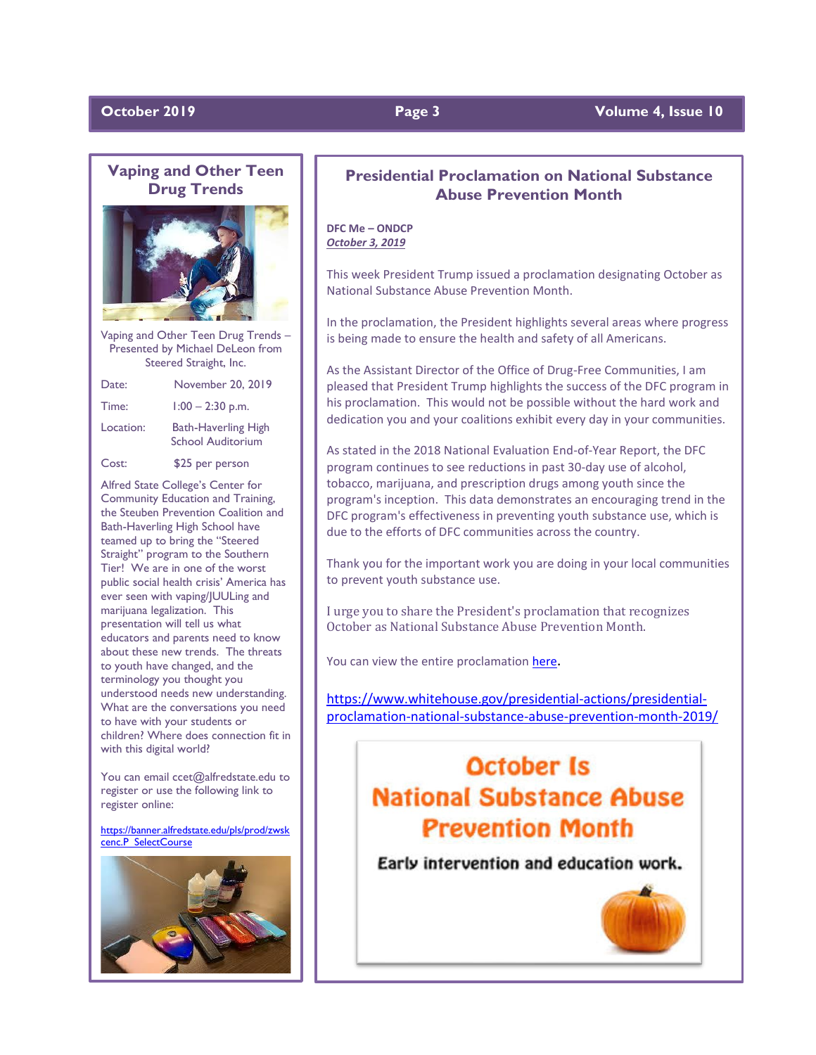## Vaping and Other Teen Drug Trends

Vaping and Other Teen Drug Trends – Presented by Michael DeLeon from Steered Straight, Inc.

| | |
|---|---|
| Date: | November 20, 2019 |
| Time: | 1:00 – 2:30 p.m. |
| Location: | Bath-Haverling High School Auditorium |
| Cost: | $25 per person |

Alfred State College's Center for Community Education and Training, the Steuben Prevention Coalition and Bath-Haverling High School have teamed up to bring the "Steered Straight" program to the Southern Tier! We are in one of the worst public social health crisis' America has ever seen with vaping/JUULing and marijuana legalization. This presentation will tell us what educators and parents need to know about these new trends. The threats to youth have changed, and the terminology you thought you understood needs new understanding. What are the conversations you need to have with your students or children? Where does connection fit in with this digital world?

You can email ccet@alfredstate.edu to register or use the following link to register online:

https://banner.alfredstate.edu/pls/prod/zwskcenc.P_SelectCourse

## Presidential Proclamation on National Substance Abuse Prevention Month

**DFC Me – ONDCP**
***October 3, 2019***

This week President Trump issued a proclamation designating October as National Substance Abuse Prevention Month.

In the proclamation, the President highlights several areas where progress is being made to ensure the health and safety of all Americans.

As the Assistant Director of the Office of Drug-Free Communities, I am pleased that President Trump highlights the success of the DFC program in his proclamation. This would not be possible without the hard work and dedication you and your coalitions exhibit every day in your communities.

As stated in the 2018 National Evaluation End-of-Year Report, the DFC program continues to see reductions in past 30-day use of alcohol, tobacco, marijuana, and prescription drugs among youth since the program's inception. This data demonstrates an encouraging trend in the DFC program's effectiveness in preventing youth substance use, which is due to the efforts of DFC communities across the country.

Thank you for the important work you are doing in your local communities to prevent youth substance use.

I urge you to share the President's proclamation that recognizes October as National Substance Abuse Prevention Month.

You can view the entire proclamation here.

https://www.whitehouse.gov/presidential-actions/presidential-proclamation-national-substance-abuse-prevention-month-2019/

**October Is National Substance Abuse Prevention Month**

**Early intervention and education work.**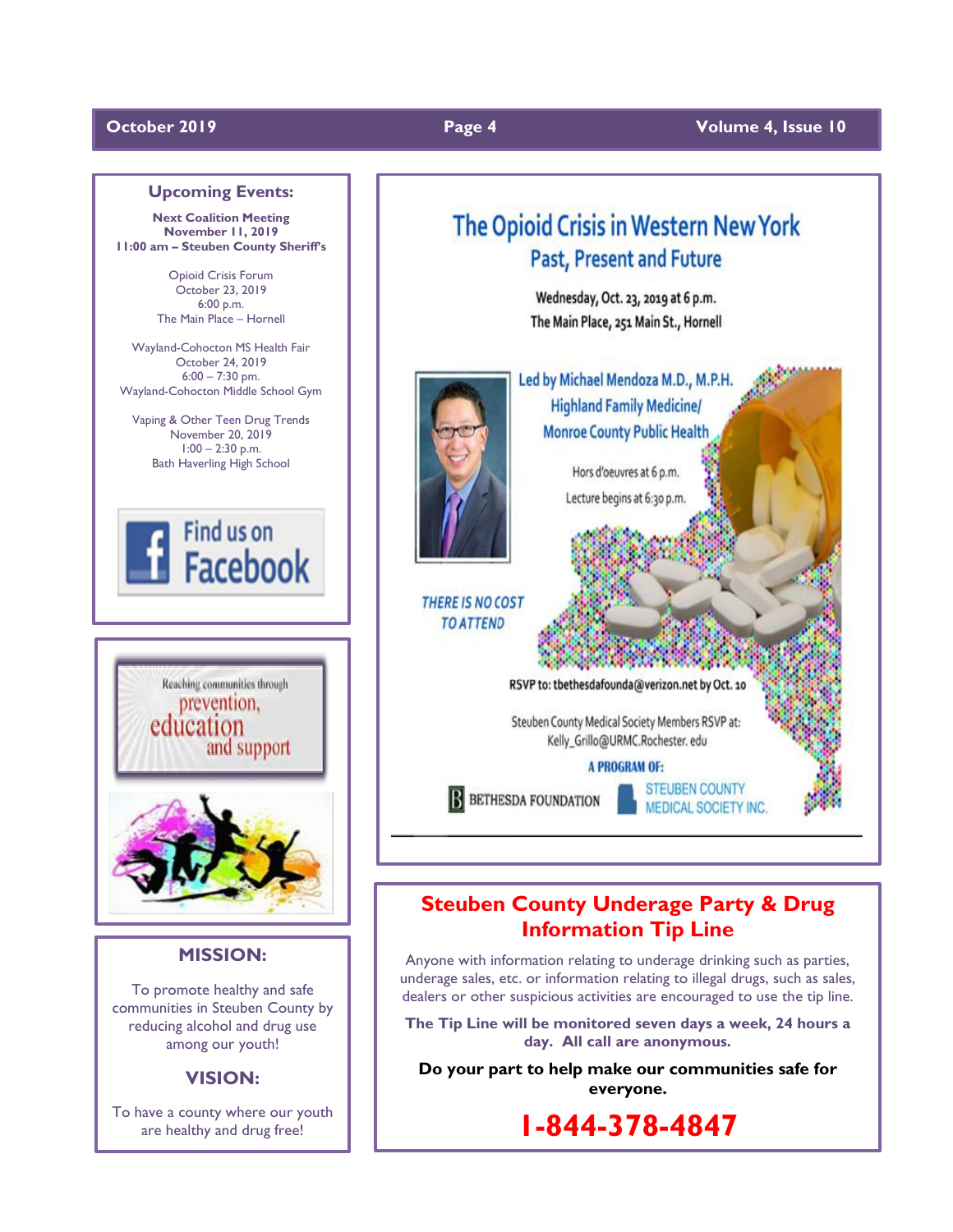## Upcoming Events:

**Next Coalition Meeting**
**November 11, 2019**
**11:00 am – Steuben County Sheriff's**

Opioid Crisis Forum
October 23, 2019
6:00 p.m.
The Main Place – Hornell

Wayland-Cohocton MS Health Fair
October 24, 2019
6:00 – 7:30 pm.
Wayland-Cohocton Middle School Gym

Vaping & Other Teen Drug Trends
November 20, 2019
1:00 – 2:30 p.m.
Bath Haverling High School

Find us on Facebook

Reaching communities through prevention, education and support

## MISSION:

To promote healthy and safe communities in Steuben County by reducing alcohol and drug use among our youth!

## VISION:

To have a county where our youth are healthy and drug free!

# The Opioid Crisis in Western New York

## Past, Present and Future

Wednesday, Oct. 23, 2019 at 6 p.m.
The Main Place, 251 Main St., Hornell

Led by Michael Mendoza M.D., M.P.H.
Highland Family Medicine/
Monroe County Public Health

Hors d'oeuvres at 6 p.m.
Lecture begins at 6:30 p.m.

*THERE IS NO COST TO ATTEND*

RSVP to: tbethesdafounda@verizon.net by Oct. 10

Steuben County Medical Society Members RSVP at:
Kelly_Grillo@URMC.Rochester.edu

A PROGRAM OF:
BETHESDA FOUNDATION
STEUBEN COUNTY MEDICAL SOCIETY INC.

## Steuben County Underage Party & Drug Information Tip Line

Anyone with information relating to underage drinking such as parties, underage sales, etc. or information relating to illegal drugs, such as sales, dealers or other suspicious activities are encouraged to use the tip line.

**The Tip Line will be monitored seven days a week, 24 hours a day. All call are anonymous.**

**Do your part to help make our communities safe for everyone.**

# 1-844-378-4847